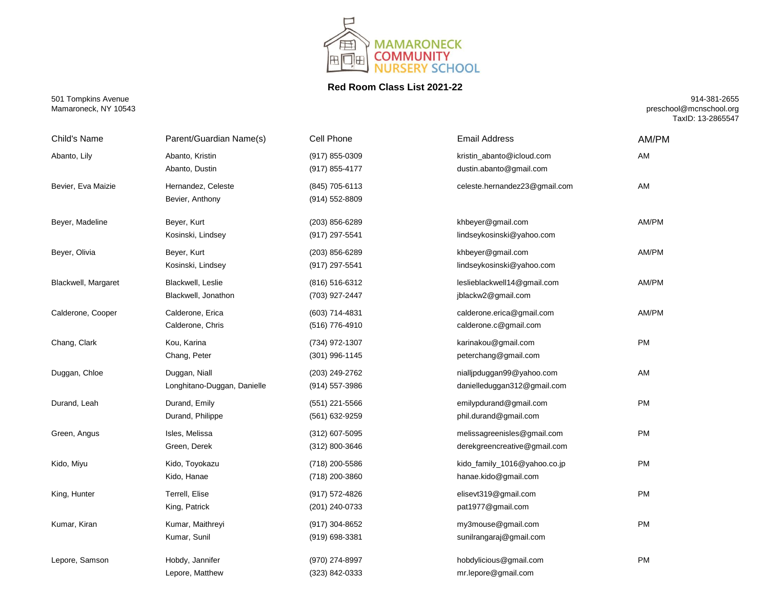# MAMARONECK COMMUNITY NURSERY SCHOOL

## Red Room Class List 2021-22

501 Tompkins Avenue
Mamaroneck, NY 10543

914-381-2655
preschool@mcnschool.org
TaxID: 13-2865547

| Child's Name | Parent/Guardian Name(s) | Cell Phone | Email Address | AM/PM |
| --- | --- | --- | --- | --- |
| Abanto, Lily | Abanto, Kristin | (917) 855-0309 | kristin_abanto@icloud.com | AM |
| | Abanto, Dustin | (917) 855-4177 | dustin.abanto@gmail.com | |
| Bevier, Eva Maizie | Hernandez, Celeste | (845) 705-6113 | celeste.hernandez23@gmail.com | AM |
| | Bevier, Anthony | (914) 552-8809 | | |
| Beyer, Madeline | Beyer, Kurt | (203) 856-6289 | khbeyer@gmail.com | AM/PM |
| | Kosinski, Lindsey | (917) 297-5541 | lindseykosinski@yahoo.com | |
| Beyer, Olivia | Beyer, Kurt | (203) 856-6289 | khbeyer@gmail.com | AM/PM |
| | Kosinski, Lindsey | (917) 297-5541 | lindseykosinski@yahoo.com | |
| Blackwell, Margaret | Blackwell, Leslie | (816) 516-6312 | leslieblackwell14@gmail.com | AM/PM |
| | Blackwell, Jonathon | (703) 927-2447 | jblackw2@gmail.com | |
| Calderone, Cooper | Calderone, Erica | (603) 714-4831 | calderone.erica@gmail.com | AM/PM |
| | Calderone, Chris | (516) 776-4910 | calderone.c@gmail.com | |
| Chang, Clark | Kou, Karina | (734) 972-1307 | karinakou@gmail.com | PM |
| | Chang, Peter | (301) 996-1145 | peterchang@gmail.com | |
| Duggan, Chloe | Duggan, Niall | (203) 249-2762 | nialljpduggan99@yahoo.com | AM |
| | Longhitano-Duggan, Danielle | (914) 557-3986 | danielleduggan312@gmail.com | |
| Durand, Leah | Durand, Emily | (551) 221-5566 | emilypdurand@gmail.com | PM |
| | Durand, Philippe | (561) 632-9259 | phil.durand@gmail.com | |
| Green, Angus | Isles, Melissa | (312) 607-5095 | melissagreenisles@gmail.com | PM |
| | Green, Derek | (312) 800-3646 | derekgreencreative@gmail.com | |
| Kido, Miyu | Kido, Toyokazu | (718) 200-5586 | kido_family_1016@yahoo.co.jp | PM |
| | Kido, Hanae | (718) 200-3860 | hanae.kido@gmail.com | |
| King, Hunter | Terrell, Elise | (917) 572-4826 | elisevt319@gmail.com | PM |
| | King, Patrick | (201) 240-0733 | pat1977@gmail.com | |
| Kumar, Kiran | Kumar, Maithreyi | (917) 304-8652 | my3mouse@gmail.com | PM |
| | Kumar, Sunil | (919) 698-3381 | sunilrangaraj@gmail.com | |
| Lepore, Samson | Hobdy, Jannifer | (970) 274-8997 | hobdylicious@gmail.com | PM |
| | Lepore, Matthew | (323) 842-0333 | mr.lepore@gmail.com | |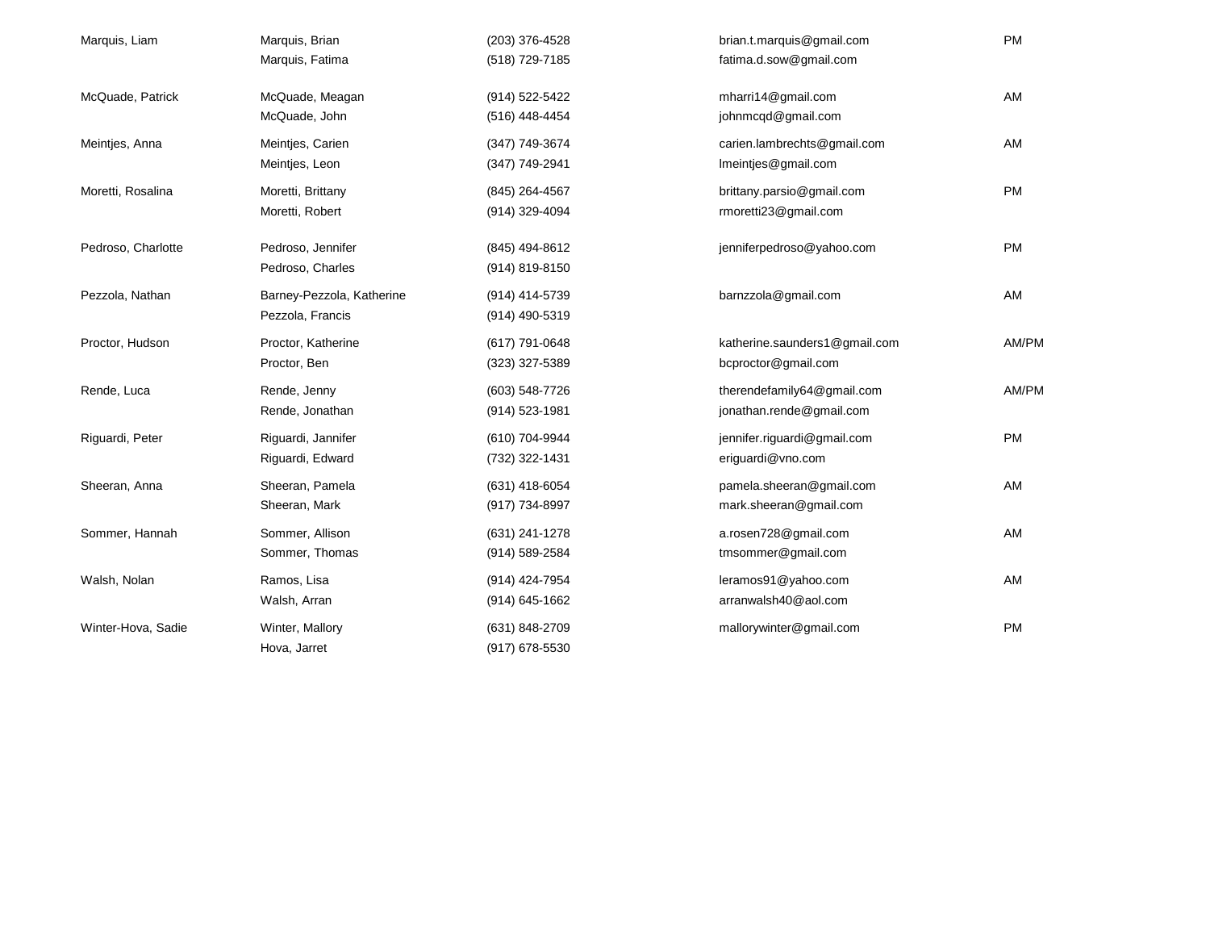| | | | | |
|---|---|---|---|---|
| Marquis, Liam | Marquis, Brian | (203) 376-4528 | brian.t.marquis@gmail.com | PM |
| | Marquis, Fatima | (518) 729-7185 | fatima.d.sow@gmail.com | |
| McQuade, Patrick | McQuade, Meagan | (914) 522-5422 | mharri14@gmail.com | AM |
| | McQuade, John | (516) 448-4454 | johnmcqd@gmail.com | |
| Meintjes, Anna | Meintjes, Carien | (347) 749-3674 | carien.lambrechts@gmail.com | AM |
| | Meintjes, Leon | (347) 749-2941 | lmeintjes@gmail.com | |
| Moretti, Rosalina | Moretti, Brittany | (845) 264-4567 | brittany.parsio@gmail.com | PM |
| | Moretti, Robert | (914) 329-4094 | rmoretti23@gmail.com | |
| Pedroso, Charlotte | Pedroso, Jennifer | (845) 494-8612 | jenniferpedroso@yahoo.com | PM |
| | Pedroso, Charles | (914) 819-8150 | | |
| Pezzola, Nathan | Barney-Pezzola, Katherine | (914) 414-5739 | barnzzola@gmail.com | AM |
| | Pezzola, Francis | (914) 490-5319 | | |
| Proctor, Hudson | Proctor, Katherine | (617) 791-0648 | katherine.saunders1@gmail.com | AM/PM |
| | Proctor, Ben | (323) 327-5389 | bcproctor@gmail.com | |
| Rende, Luca | Rende, Jenny | (603) 548-7726 | therendefamily64@gmail.com | AM/PM |
| | Rende, Jonathan | (914) 523-1981 | jonathan.rende@gmail.com | |
| Riguardi, Peter | Riguardi, Jannifer | (610) 704-9944 | jennifer.riguardi@gmail.com | PM |
| | Riguardi, Edward | (732) 322-1431 | eriguardi@vno.com | |
| Sheeran, Anna | Sheeran, Pamela | (631) 418-6054 | pamela.sheeran@gmail.com | AM |
| | Sheeran, Mark | (917) 734-8997 | mark.sheeran@gmail.com | |
| Sommer, Hannah | Sommer, Allison | (631) 241-1278 | a.rosen728@gmail.com | AM |
| | Sommer, Thomas | (914) 589-2584 | tmsommer@gmail.com | |
| Walsh, Nolan | Ramos, Lisa | (914) 424-7954 | leramos91@yahoo.com | AM |
| | Walsh, Arran | (914) 645-1662 | arranwalsh40@aol.com | |
| Winter-Hova, Sadie | Winter, Mallory | (631) 848-2709 | mallorywinter@gmail.com | PM |
| | Hova, Jarret | (917) 678-5530 | | |